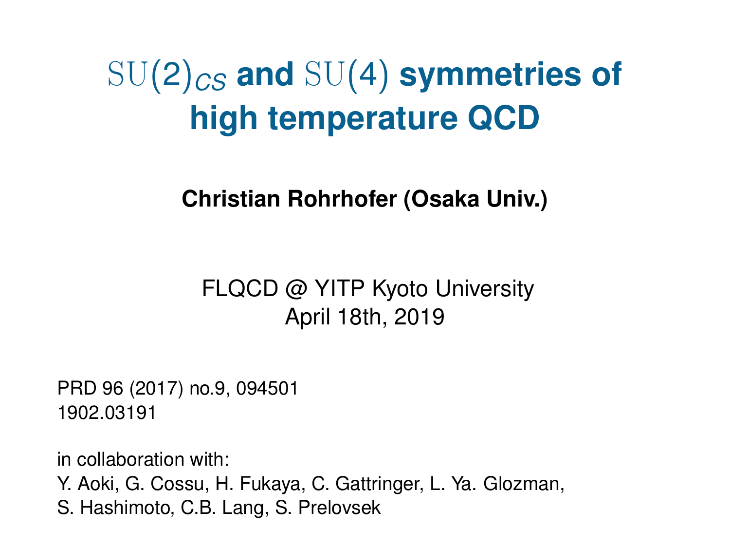# $\mathrm{SU}(2)_{CS}$ and $\mathrm{SU}(4)$ symmetries of high temperature QCD

**Christian Rohrhofer (Osaka Univ.)**

FLQCD @ YITP Kyoto University
April 18th, 2019

PRD 96 (2017) no.9, 094501
1902.03191

in collaboration with:
Y. Aoki, G. Cossu, H. Fukaya, C. Gattringer, L. Ya. Glozman,
S. Hashimoto, C.B. Lang, S. Prelovsek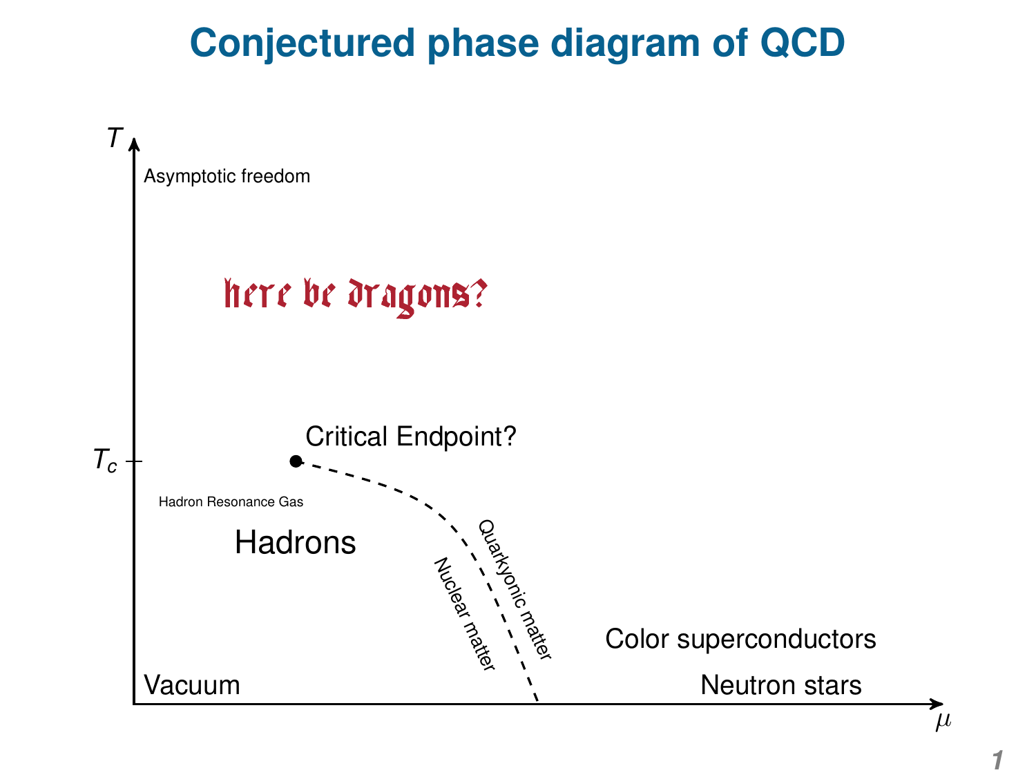# Conjectured phase diagram of QCD

$T$

Asymptotic freedom

here be dragons?

Critical Endpoint?

$T_c$

Hadron Resonance Gas

Hadrons

Nuclear matter

Quarkyonic matter

Color superconductors

Vacuum

Neutron stars

$\mu$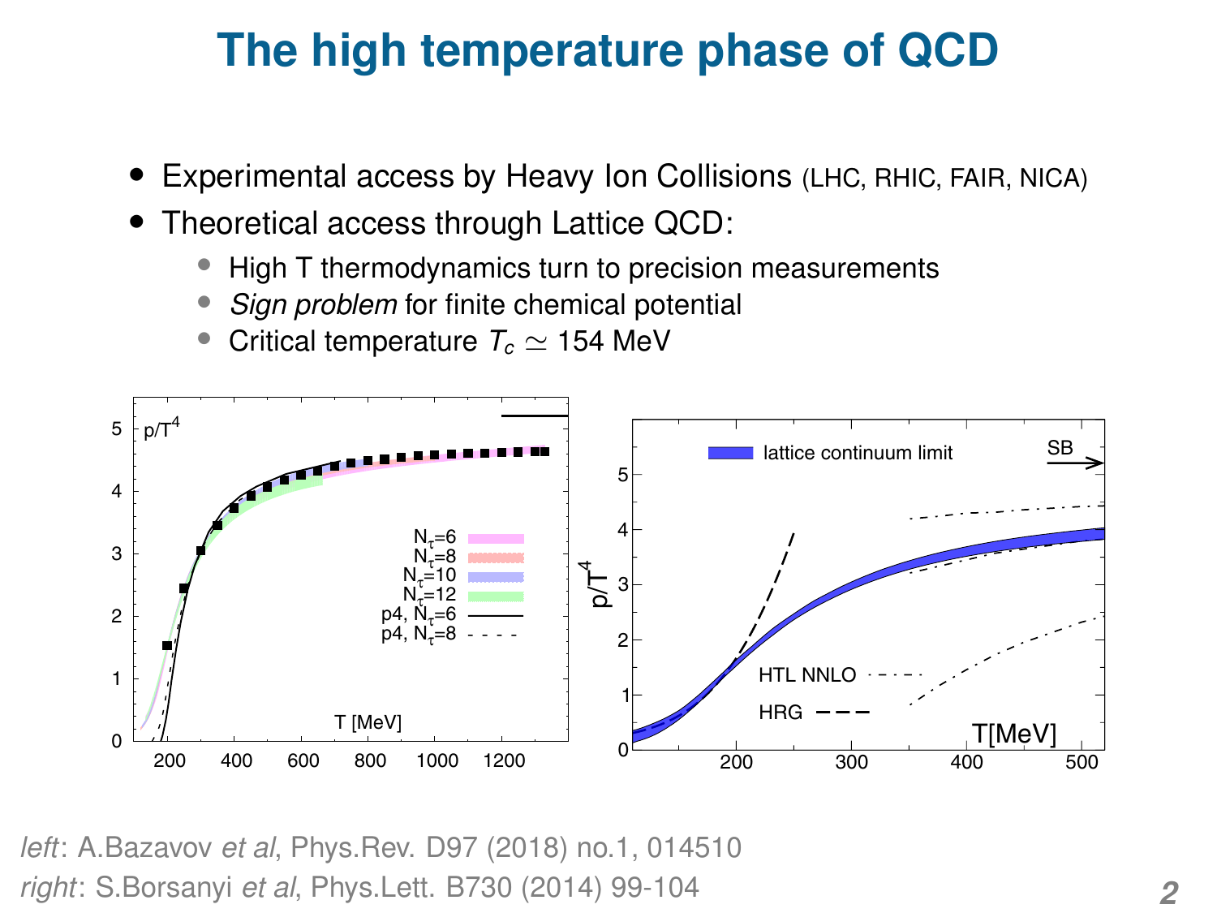# The high temperature phase of QCD

- Experimental access by Heavy Ion Collisions (LHC, RHIC, FAIR, NICA)
- Theoretical access through Lattice QCD:
  - High T thermodynamics turn to precision measurements
  - *Sign problem* for finite chemical potential
  - Critical temperature $T_c \simeq 154$ MeV

*left*: A.Bazavov *et al*, Phys.Rev. D97 (2018) no.1, 014510

*right*: S.Borsanyi *et al*, Phys.Lett. B730 (2014) 99-104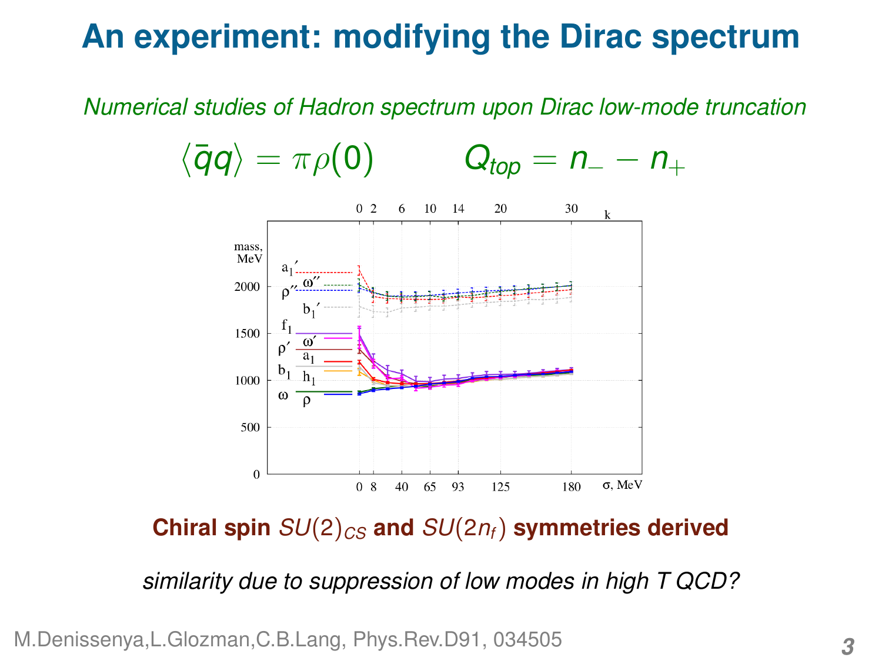# An experiment: modifying the Dirac spectrum

*Numerical studies of Hadron spectrum upon Dirac low-mode truncation*

$$\langle \bar{q}q \rangle = \pi\rho(0) \qquad Q_{top} = n_- - n_+$$

**Chiral spin $SU(2)_{CS}$ and $SU(2n_f)$ symmetries derived**

*similarity due to suppression of low modes in high T QCD?*

M.Denissenya,L.Glozman,C.B.Lang, Phys.Rev.D91, 034505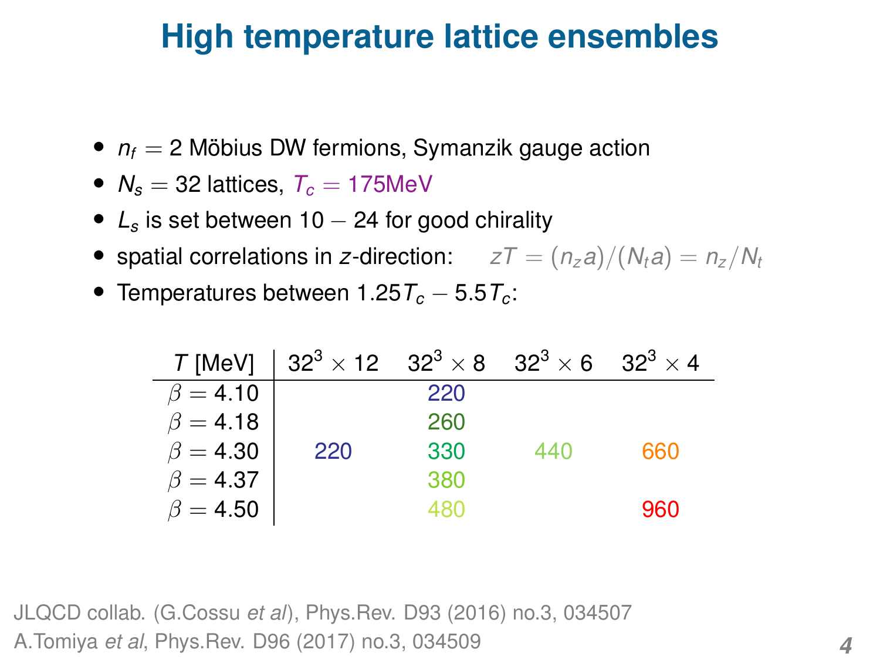# High temperature lattice ensembles

- $n_f = 2$ Möbius DW fermions, Symanzik gauge action
- $N_s = 32$ lattices, $T_c = 175\text{MeV}$
- $L_s$ is set between $10 - 24$ for good chirality
- spatial correlations in $z$-direction: $zT = (n_z a)/(N_t a) = n_z/N_t$
- Temperatures between $1.25T_c - 5.5T_c$:

| $T$ [MeV] | $32^3 \times 12$ | $32^3 \times 8$ | $32^3 \times 6$ | $32^3 \times 4$ |
|---|---|---|---|---|
| $\beta = 4.10$ | | 220 | | |
| $\beta = 4.18$ | | 260 | | |
| $\beta = 4.30$ | 220 | 330 | 440 | 660 |
| $\beta = 4.37$ | | 380 | | |
| $\beta = 4.50$ | | 480 | | 960 |

JLQCD collab. (G.Cossu *et al*), Phys.Rev. D93 (2016) no.3, 034507
A.Tomiya *et al*, Phys.Rev. D96 (2017) no.3, 034509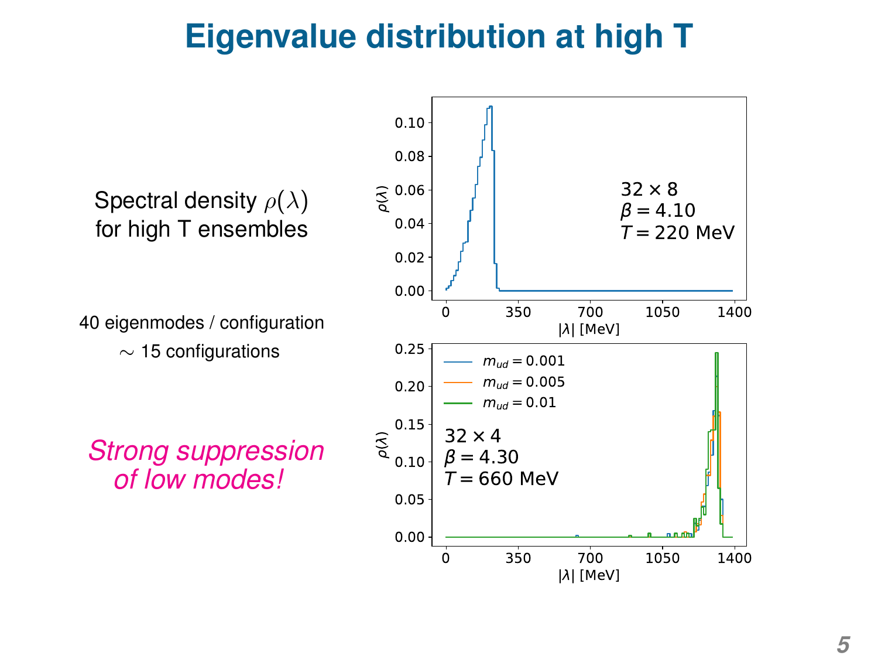# Eigenvalue distribution at high T

Spectral density $\rho(\lambda)$ for high T ensembles

40 eigenmodes / configuration

$\sim$ 15 configurations

*Strong suppression of low modes!*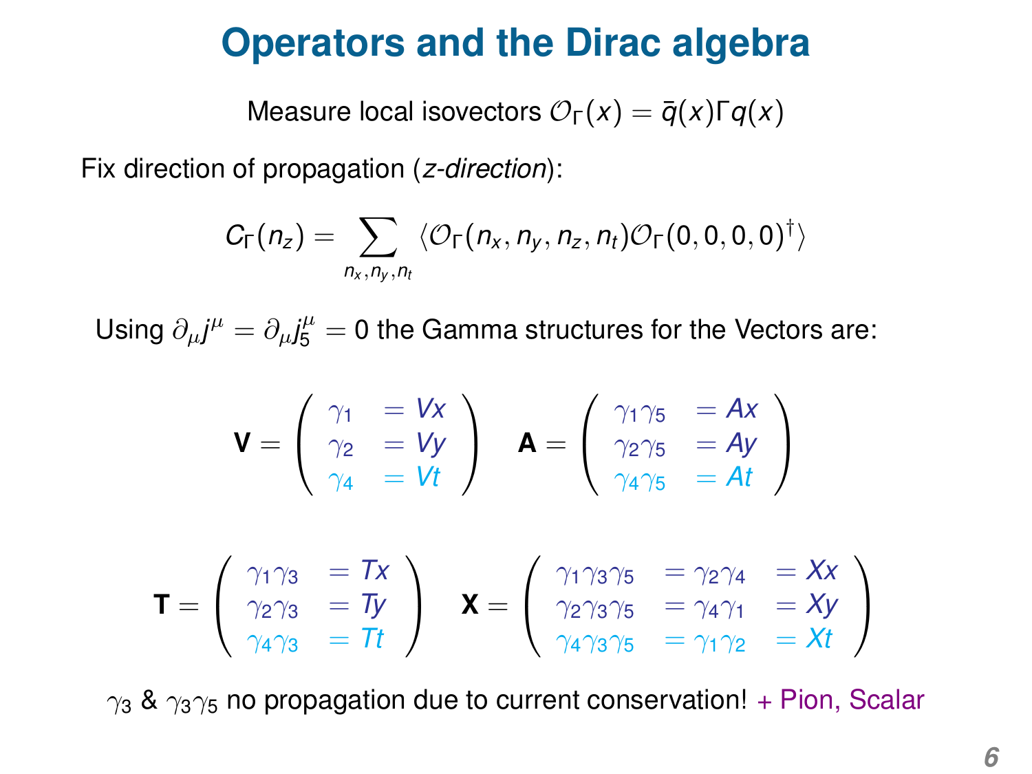# Operators and the Dirac algebra

Measure local isovectors $\mathcal{O}_\Gamma(x) = \bar{q}(x)\Gamma q(x)$

Fix direction of propagation (*z-direction*):

$$C_\Gamma(n_z) = \sum_{n_x, n_y, n_t} \langle \mathcal{O}_\Gamma(n_x, n_y, n_z, n_t) \mathcal{O}_\Gamma(0,0,0,0)^\dagger \rangle$$

Using $\partial_\mu j^\mu = \partial_\mu j_5^\mu = 0$ the Gamma structures for the Vectors are:

$$\mathbf{V} = \begin{pmatrix} \gamma_1 & = Vx \\ \gamma_2 & = Vy \\ \gamma_4 & = Vt \end{pmatrix} \quad \mathbf{A} = \begin{pmatrix} \gamma_1\gamma_5 & = Ax \\ \gamma_2\gamma_5 & = Ay \\ \gamma_4\gamma_5 & = At \end{pmatrix}$$

$$\mathbf{T} = \begin{pmatrix} \gamma_1\gamma_3 & = Tx \\ \gamma_2\gamma_3 & = Ty \\ \gamma_4\gamma_3 & = Tt \end{pmatrix} \quad \mathbf{X} = \begin{pmatrix} \gamma_1\gamma_3\gamma_5 & = \gamma_2\gamma_4 & = Xx \\ \gamma_2\gamma_3\gamma_5 & = \gamma_4\gamma_1 & = Xy \\ \gamma_4\gamma_3\gamma_5 & = \gamma_1\gamma_2 & = Xt \end{pmatrix}$$

$\gamma_3$ & $\gamma_3\gamma_5$ no propagation due to current conservation! + Pion, Scalar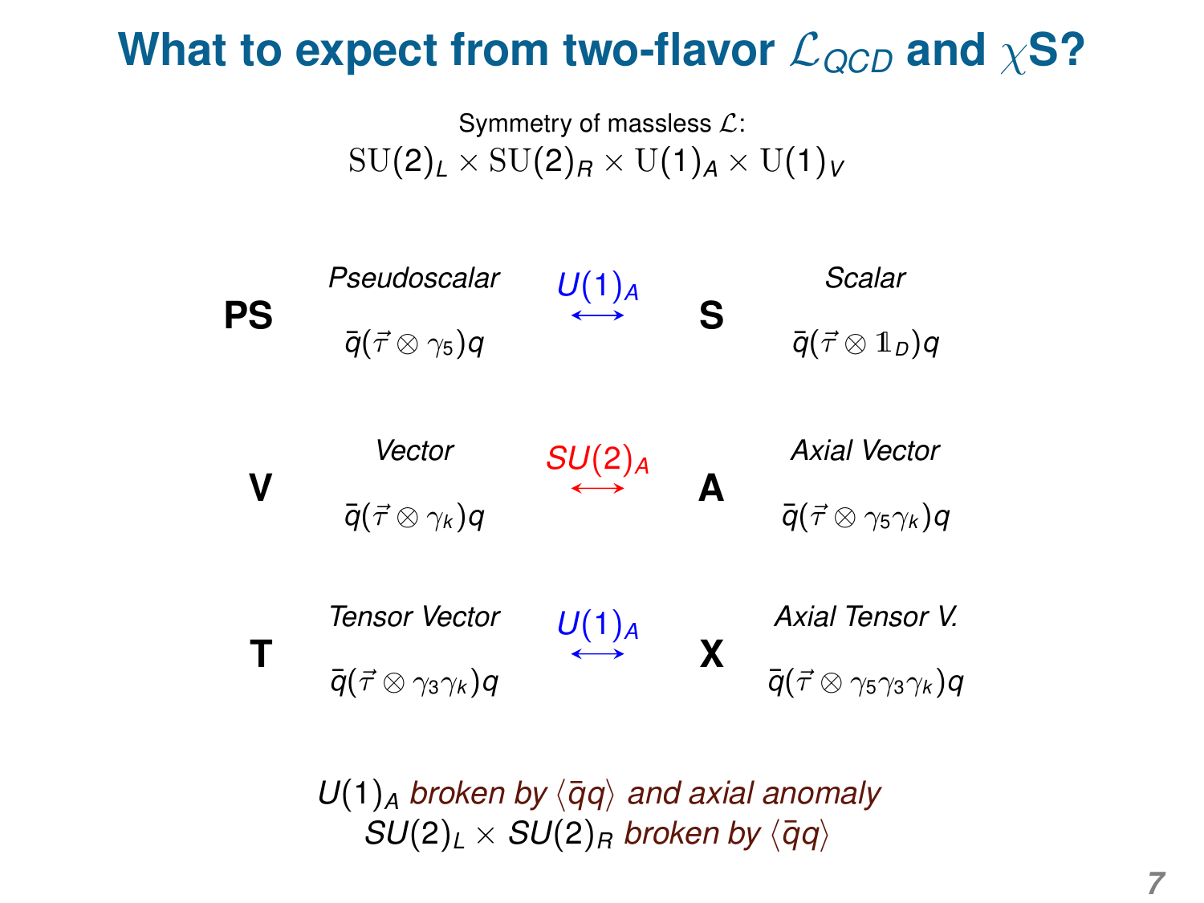# What to expect from two-flavor $\mathcal{L}_{QCD}$ and $\chi$S?

Symmetry of massless $\mathcal{L}$:

$$\mathrm{SU}(2)_L \times \mathrm{SU}(2)_R \times \mathrm{U}(1)_A \times \mathrm{U}(1)_V$$

| | | | | |
|---|---|---|---|---|
| **PS** | *Pseudoscalar* $\bar{q}(\vec{\tau} \otimes \gamma_5)q$ | $U(1)_A$ $\longleftrightarrow$ | **S** | *Scalar* $\bar{q}(\vec{\tau} \otimes \mathbb{1}_D)q$ |
| **V** | *Vector* $\bar{q}(\vec{\tau} \otimes \gamma_k)q$ | $SU(2)_A$ $\longleftrightarrow$ | **A** | *Axial Vector* $\bar{q}(\vec{\tau} \otimes \gamma_5\gamma_k)q$ |
| **T** | *Tensor Vector* $\bar{q}(\vec{\tau} \otimes \gamma_3\gamma_k)q$ | $U(1)_A$ $\longleftrightarrow$ | **X** | *Axial Tensor V.* $\bar{q}(\vec{\tau} \otimes \gamma_5\gamma_3\gamma_k)q$ |

$U(1)_A$ *broken by* $\langle\bar{q}q\rangle$ *and axial anomaly*
$SU(2)_L \times SU(2)_R$ *broken by* $\langle\bar{q}q\rangle$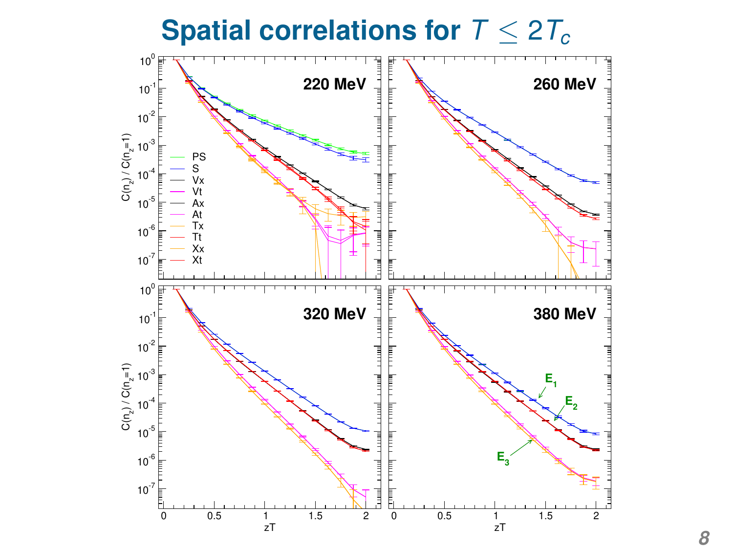# Spatial correlations for $T \leq 2T_c$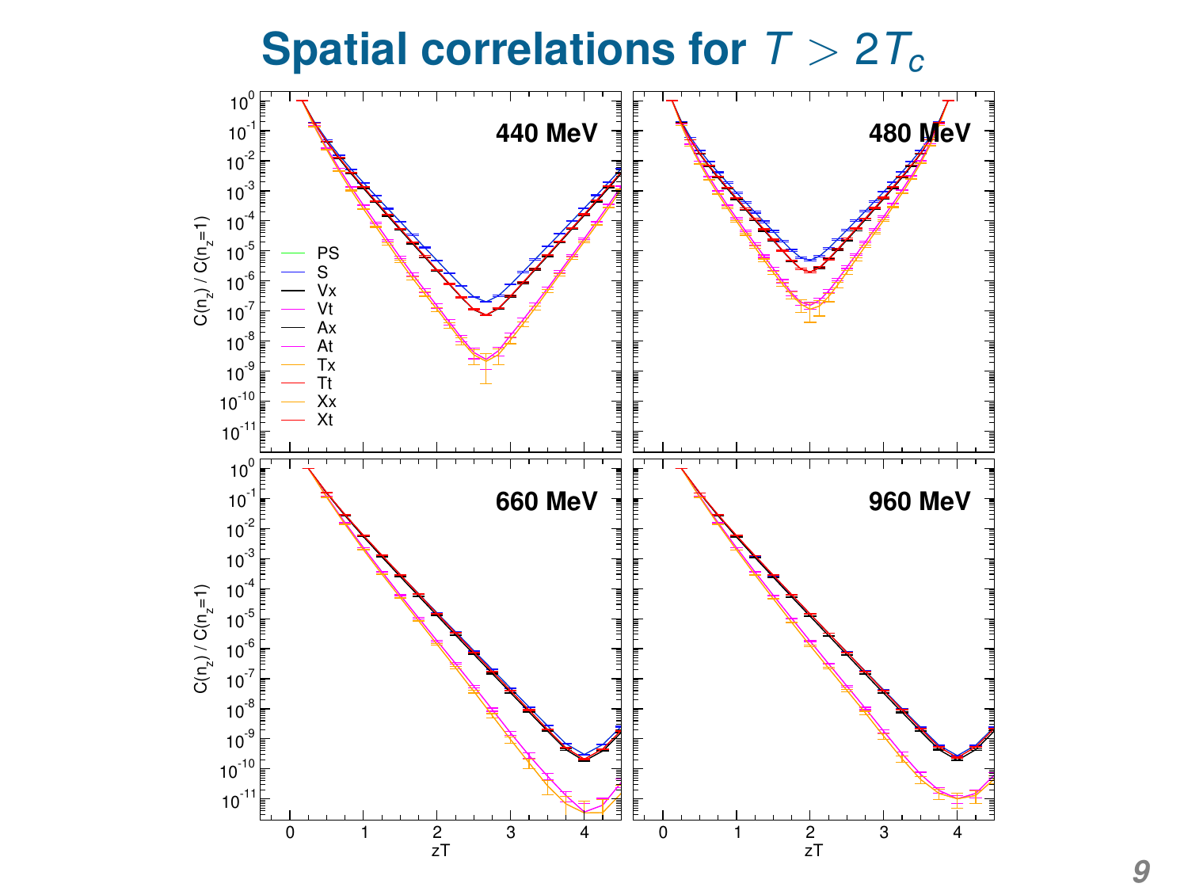# Spatial correlations for $T > 2T_c$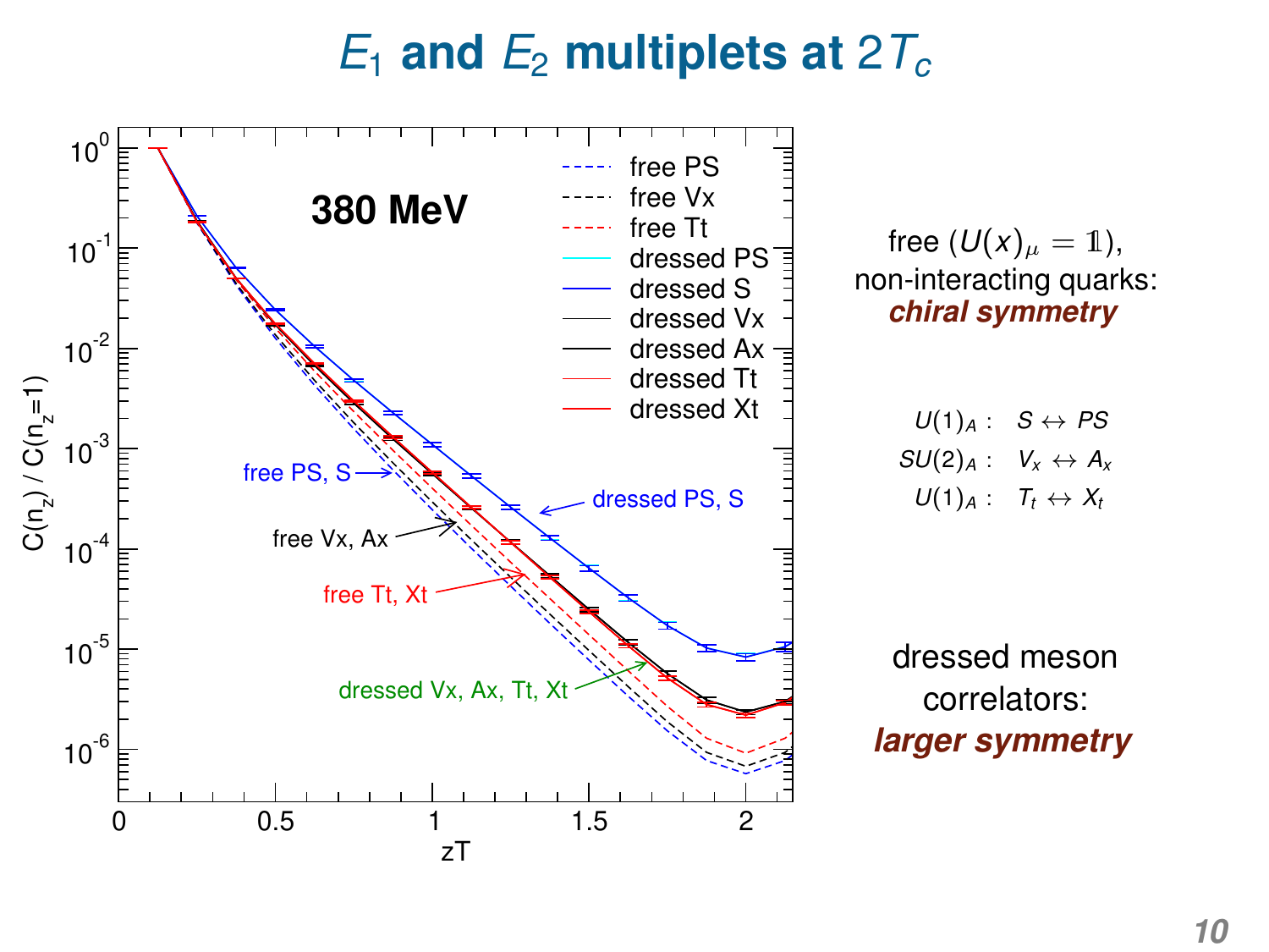# $E_1$ and $E_2$ multiplets at $2T_c$

free ($U(x)_\mu = \mathbb{1}$), non-interacting quarks: ***chiral symmetry***

$U(1)_A: \quad S \leftrightarrow PS$

$SU(2)_A: \quad V_x \leftrightarrow A_x$

$U(1)_A: \quad T_t \leftrightarrow X_t$

dressed meson correlators: ***larger symmetry***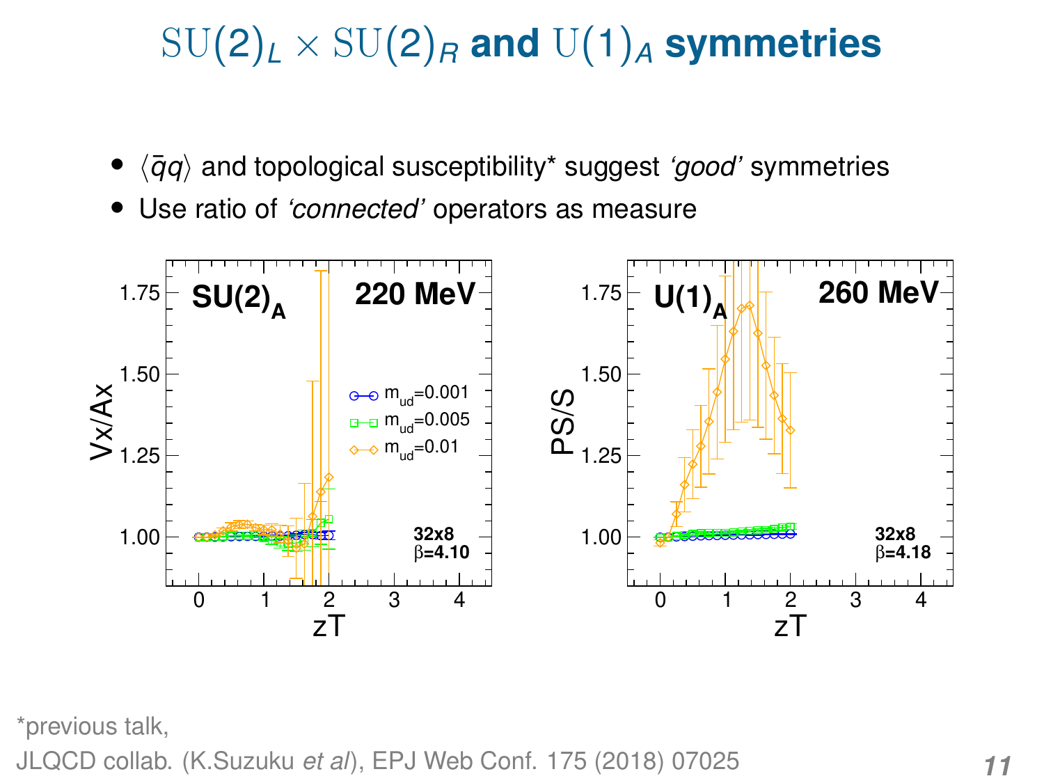# $\mathrm{SU}(2)_L \times \mathrm{SU}(2)_R$ and $\mathrm{U}(1)_A$ symmetries

- $\langle \bar{q}q \rangle$ and topological susceptibility* suggest *'good'* symmetries
- Use ratio of *'connected'* operators as measure

*previous talk,
JLQCD collab. (K.Suzuku *et al*), EPJ Web Conf. 175 (2018) 07025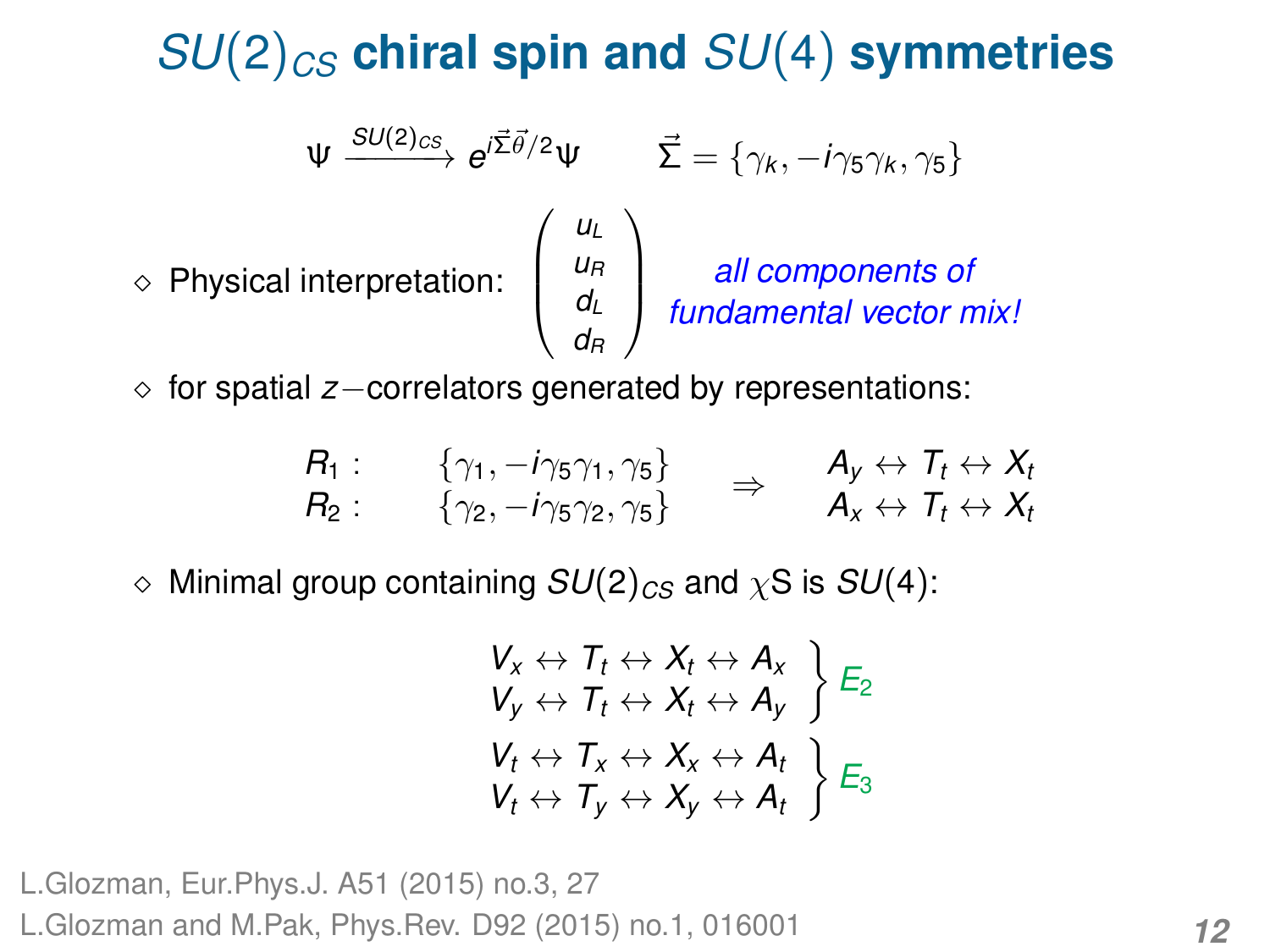# $SU(2)_{CS}$ chiral spin and $SU(4)$ symmetries

$$\Psi \xrightarrow{SU(2)_{CS}} e^{i\vec{\Sigma}\vec{\theta}/2}\Psi \qquad \vec{\Sigma} = \{\gamma_k, -i\gamma_5\gamma_k, \gamma_5\}$$

- Physical interpretation: $\begin{pmatrix} u_L \\ u_R \\ d_L \\ d_R \end{pmatrix}$ *all components of fundamental vector mix!*

- for spatial $z-$correlators generated by representations:

$$\begin{array}{lll} R_1: & \{\gamma_1, -i\gamma_5\gamma_1, \gamma_5\} & \\ R_2: & \{\gamma_2, -i\gamma_5\gamma_2, \gamma_5\} & \end{array} \Rightarrow \begin{array}{l} A_y \leftrightarrow T_t \leftrightarrow X_t \\ A_x \leftrightarrow T_t \leftrightarrow X_t \end{array}$$

- Minimal group containing $SU(2)_{CS}$ and $\chi$S is $SU(4)$:

$$\left.\begin{array}{l} V_x \leftrightarrow T_t \leftrightarrow X_t \leftrightarrow A_x \\ V_y \leftrightarrow T_t \leftrightarrow X_t \leftrightarrow A_y \end{array}\right\} E_2$$

$$\left.\begin{array}{l} V_t \leftrightarrow T_x \leftrightarrow X_x \leftrightarrow A_t \\ V_t \leftrightarrow T_y \leftrightarrow X_y \leftrightarrow A_t \end{array}\right\} E_3$$

L.Glozman, Eur.Phys.J. A51 (2015) no.3, 27

L.Glozman and M.Pak, Phys.Rev. D92 (2015) no.1, 016001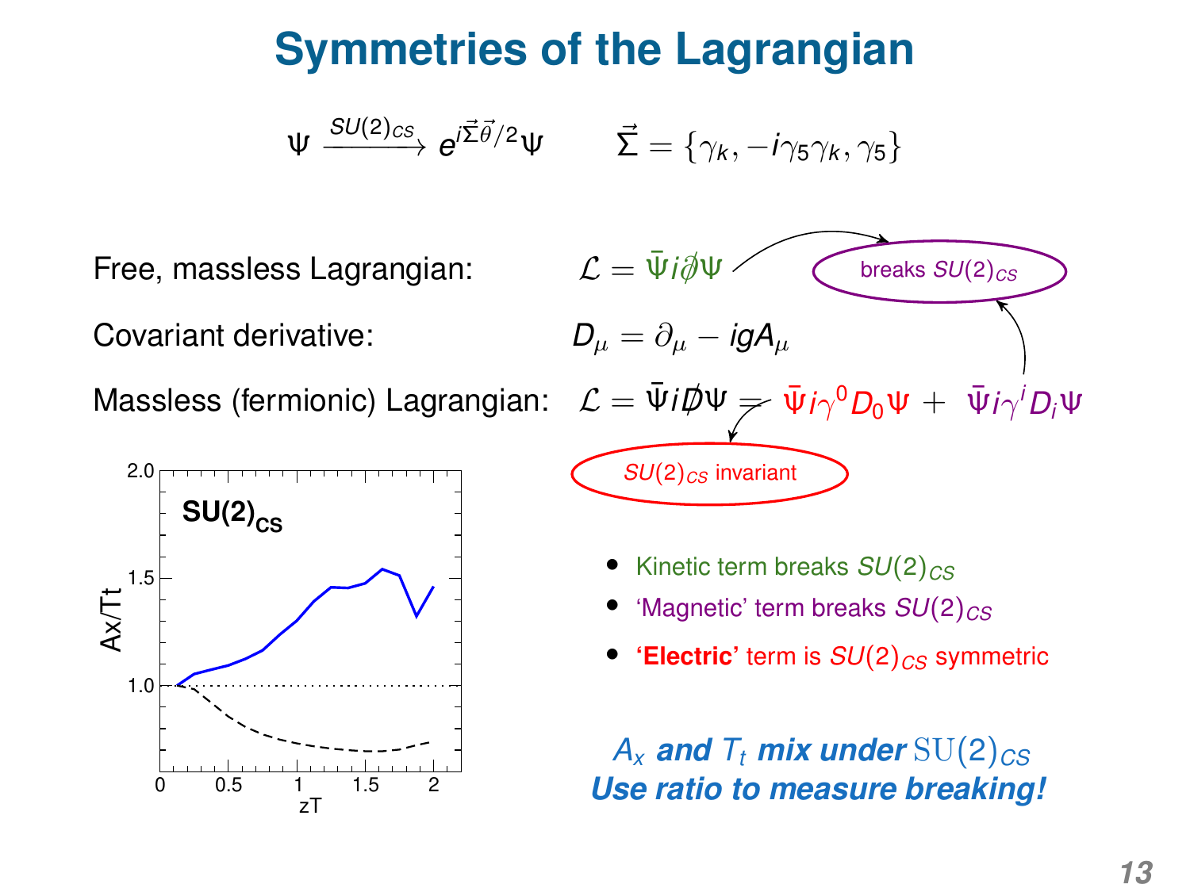# Symmetries of the Lagrangian

$$\Psi \xrightarrow{SU(2)_{CS}} e^{i\vec{\Sigma}\vec{\theta}/2}\Psi \qquad \vec{\Sigma} = \{\gamma_k, -i\gamma_5\gamma_k, \gamma_5\}$$

Free, massless Lagrangian: $\mathcal{L} = \bar{\Psi} i \partial\!\!\!/ \Psi$ — breaks $SU(2)_{CS}$

Covariant derivative: $D_\mu = \partial_\mu - igA_\mu$

Massless (fermionic) Lagrangian: $\mathcal{L} = \bar{\Psi} i D\!\!\!\!/ \Psi = \bar{\Psi} i \gamma^0 D_0 \Psi + \bar{\Psi} i \gamma^i D_i \Psi$

- $\bar{\Psi} i \gamma^0 D_0 \Psi$: $SU(2)_{CS}$ invariant
- $\bar{\Psi} i \gamma^i D_i \Psi$: breaks $SU(2)_{CS}$

- Kinetic term breaks $SU(2)_{CS}$
- 'Magnetic' term breaks $SU(2)_{CS}$
- **'Electric'** term is $SU(2)_{CS}$ symmetric

***$A_x$ and $T_t$ mix under $\mathrm{SU}(2)_{CS}$***
***Use ratio to measure breaking!***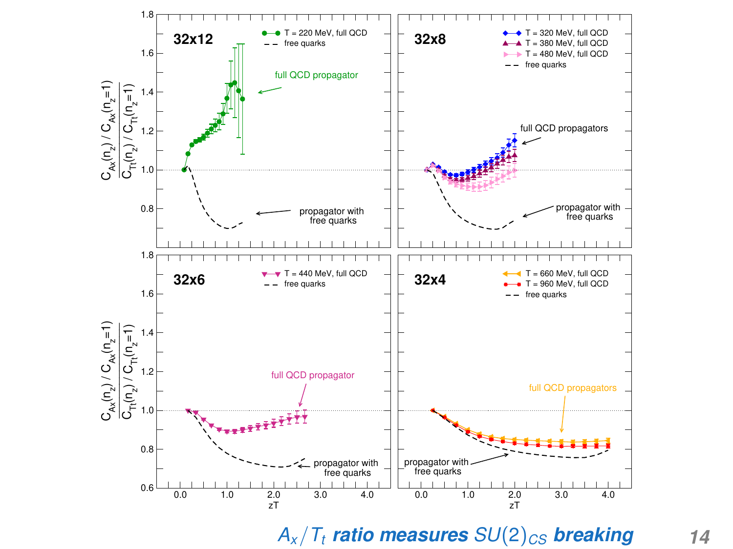32x12

- T = 220 MeV, full QCD
- free quarks

full QCD propagator

propagator with free quarks

32x8

- T = 320 MeV, full QCD
- T = 380 MeV, full QCD
- T = 480 MeV, full QCD
- free quarks

full QCD propagators

propagator with free quarks

32x6

- T = 440 MeV, full QCD
- free quarks

full QCD propagator

propagator with free quarks

32x4

- T = 660 MeV, full QCD
- T = 960 MeV, full QCD
- free quarks

full QCD propagators

propagator with free quarks

Y-axis: $\frac{C_{A_x}(n_z) / C_{A_x}(n_z=1)}{C_{T_t}(n_z) / C_{T_t}(n_z=1)}$

X-axis: zT

## $A_x / T_t$ ratio measures $SU(2)_{CS}$ breaking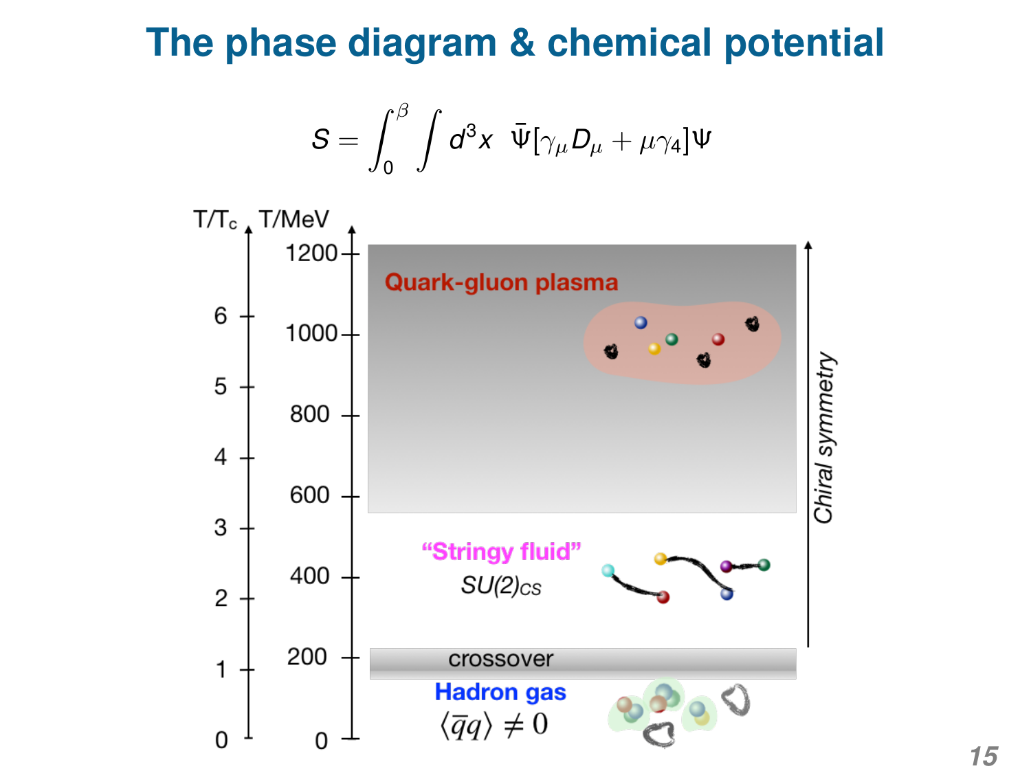# The phase diagram & chemical potential

$$S = \int_0^\beta \int d^3x \;\; \bar{\Psi}[\gamma_\mu D_\mu + \mu\gamma_4]\Psi$$

| $T/T_c$ | T/MeV | Phase |
|---|---|---|
| 6 | 1200 | Quark-gluon plasma |
| 5 | 1000 | |
| 4 | 800 | |
| 3 | 600 | |
| 2 | 400 | "Stringy fluid" $SU(2)_{CS}$ |
| 1 | 200 | crossover |
| 0 | 0 | Hadron gas $\langle \bar{q}q \rangle \neq 0$ |

Chiral symmetry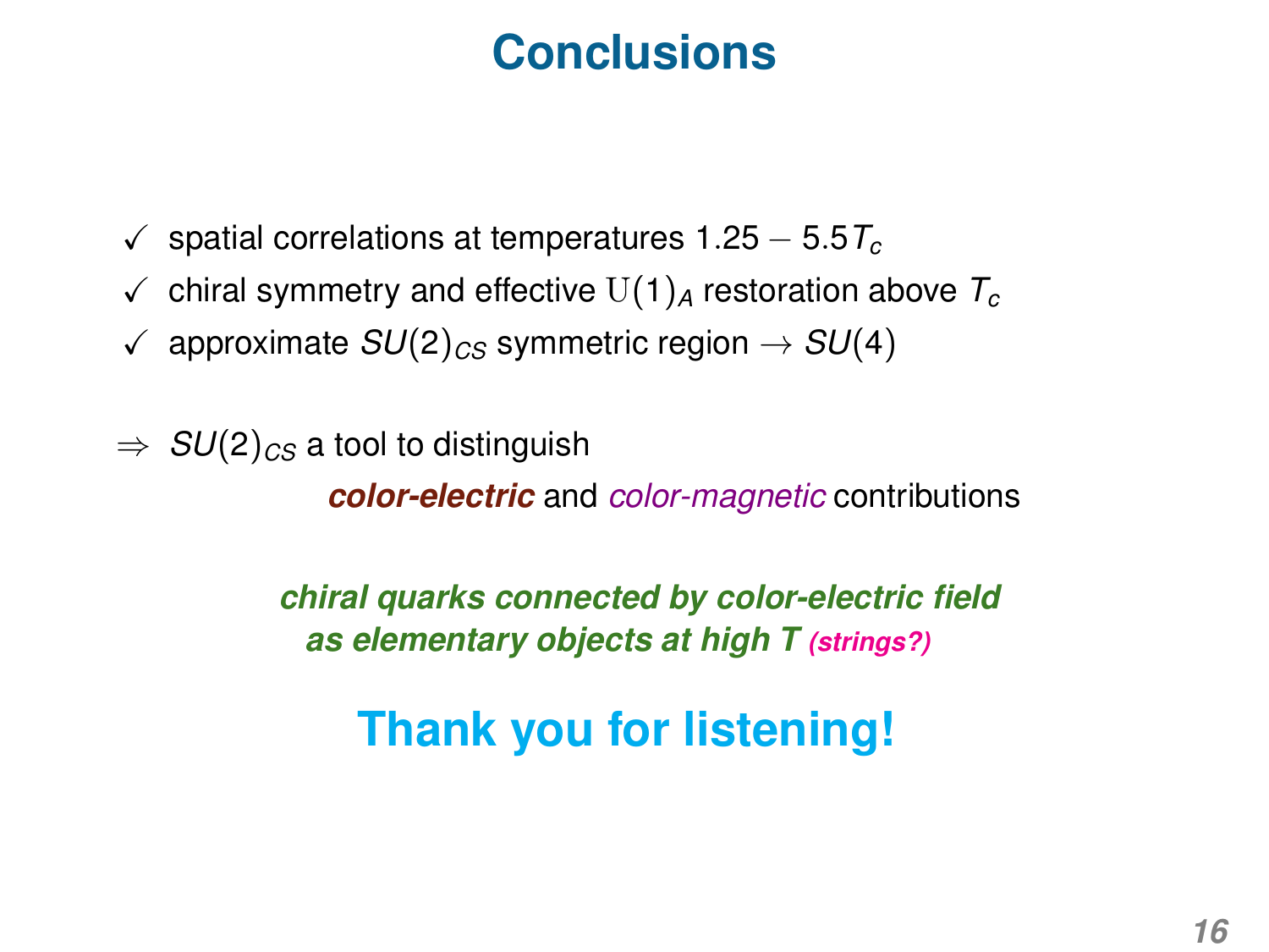# Conclusions

- ✓ spatial correlations at temperatures $1.25 - 5.5\,T_c$
- ✓ chiral symmetry and effective $\mathrm{U}(1)_A$ restoration above $T_c$
- ✓ approximate $SU(2)_{CS}$ symmetric region $\rightarrow SU(4)$

$\Rightarrow$ $SU(2)_{CS}$ a tool to distinguish

***color-electric*** and *color-magnetic* contributions

***chiral quarks connected by color-electric field as elementary objects at high T*** ***(strings?)***

**Thank you for listening!**